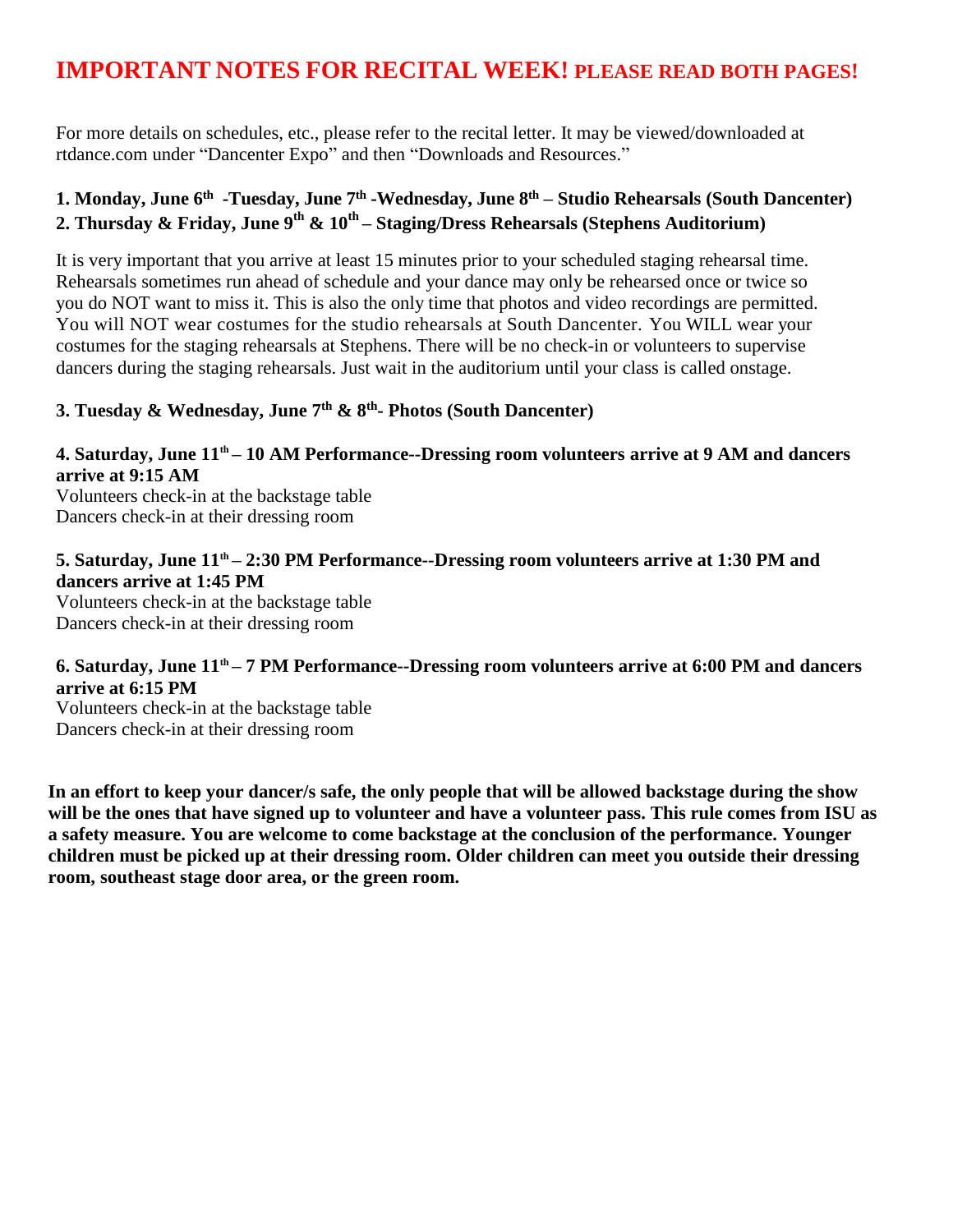# IMPORTANT NOTES FOR RECITAL WEEK! PLEASE READ BOTH PAGES!

For more details on schedules, etc., please refer to the recital letter. It may be viewed/downloaded at rtdance.com under "Dancenter Expo" and then "Downloads and Resources."

**1. Monday, June 6th -Tuesday, June 7th -Wednesday, June 8th – Studio Rehearsals (South Dancenter)**
**2. Thursday & Friday, June 9th & 10th – Staging/Dress Rehearsals (Stephens Auditorium)**

It is very important that you arrive at least 15 minutes prior to your scheduled staging rehearsal time. Rehearsals sometimes run ahead of schedule and your dance may only be rehearsed once or twice so you do NOT want to miss it. This is also the only time that photos and video recordings are permitted. You will NOT wear costumes for the studio rehearsals at South Dancenter. You WILL wear your costumes for the staging rehearsals at Stephens. There will be no check-in or volunteers to supervise dancers during the staging rehearsals. Just wait in the auditorium until your class is called onstage.

**3. Tuesday & Wednesday, June 7th & 8th- Photos (South Dancenter)**

**4. Saturday, June 11th – 10 AM Performance--Dressing room volunteers arrive at 9 AM and dancers arrive at 9:15 AM**
Volunteers check-in at the backstage table
Dancers check-in at their dressing room

**5. Saturday, June 11th – 2:30 PM Performance--Dressing room volunteers arrive at 1:30 PM and dancers arrive at 1:45 PM**
Volunteers check-in at the backstage table
Dancers check-in at their dressing room

**6. Saturday, June 11th – 7 PM Performance--Dressing room volunteers arrive at 6:00 PM and dancers arrive at 6:15 PM**
Volunteers check-in at the backstage table
Dancers check-in at their dressing room

**In an effort to keep your dancer/s safe, the only people that will be allowed backstage during the show will be the ones that have signed up to volunteer and have a volunteer pass. This rule comes from ISU as a safety measure. You are welcome to come backstage at the conclusion of the performance. Younger children must be picked up at their dressing room. Older children can meet you outside their dressing room, southeast stage door area, or the green room.**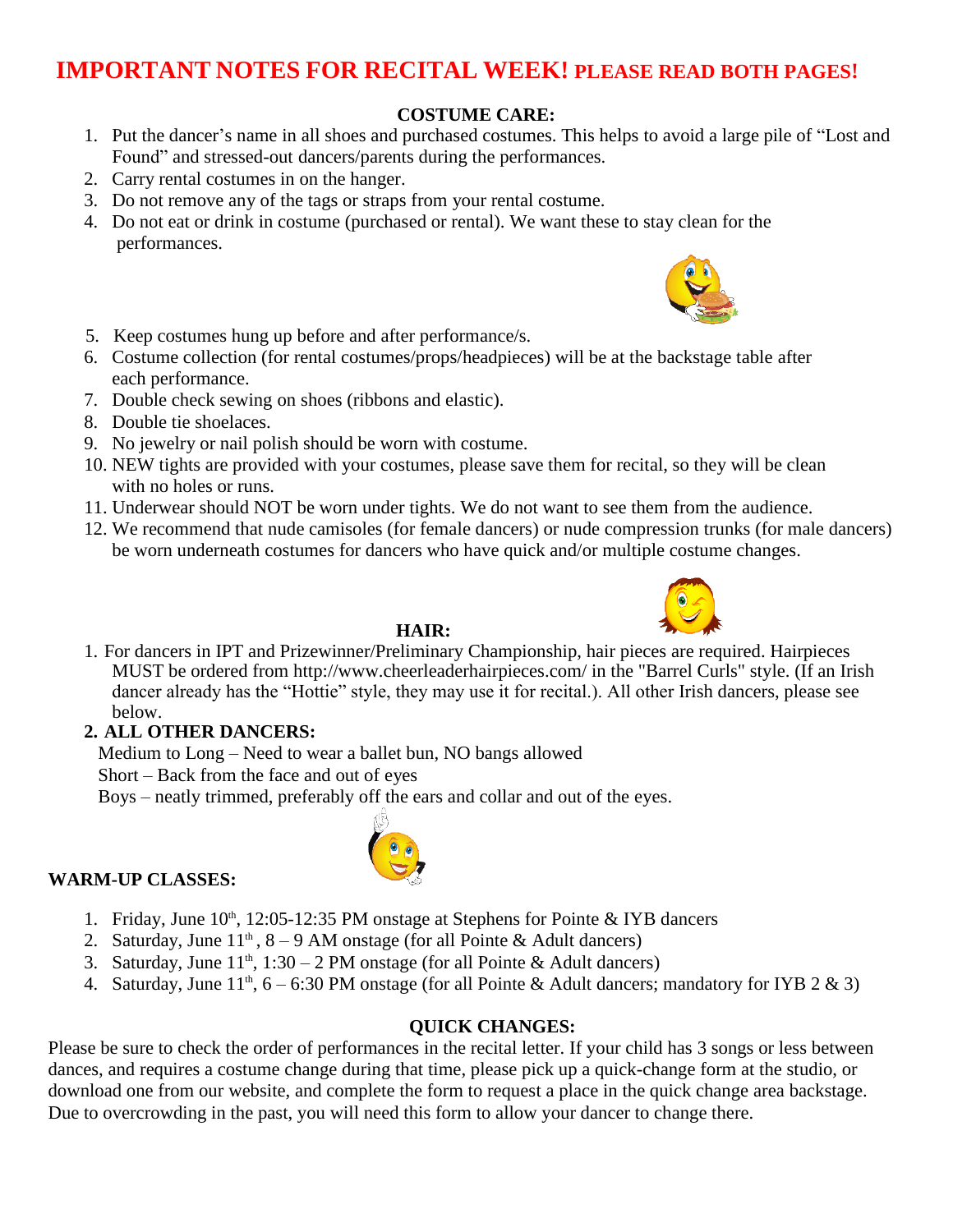# IMPORTANT NOTES FOR RECITAL WEEK! PLEASE READ BOTH PAGES!

**COSTUME CARE:**

1. Put the dancer's name in all shoes and purchased costumes. This helps to avoid a large pile of "Lost and Found" and stressed-out dancers/parents during the performances.
2. Carry rental costumes in on the hanger.
3. Do not remove any of the tags or straps from your rental costume.
4. Do not eat or drink in costume (purchased or rental). We want these to stay clean for the performances.
5. Keep costumes hung up before and after performance/s.
6. Costume collection (for rental costumes/props/headpieces) will be at the backstage table after each performance.
7. Double check sewing on shoes (ribbons and elastic).
8. Double tie shoelaces.
9. No jewelry or nail polish should be worn with costume.
10. NEW tights are provided with your costumes, please save them for recital, so they will be clean with no holes or runs.
11. Underwear should NOT be worn under tights. We do not want to see them from the audience.
12. We recommend that nude camisoles (for female dancers) or nude compression trunks (for male dancers) be worn underneath costumes for dancers who have quick and/or multiple costume changes.

**HAIR:**

1. For dancers in IPT and Prizewinner/Preliminary Championship, hair pieces are required. Hairpieces MUST be ordered from http://www.cheerleaderhairpieces.com/ in the "Barrel Curls" style. (If an Irish dancer already has the "Hottie" style, they may use it for recital.). All other Irish dancers, please see below.
2. **ALL OTHER DANCERS:**

   Medium to Long – Need to wear a ballet bun, NO bangs allowed

   Short – Back from the face and out of eyes

   Boys – neatly trimmed, preferably off the ears and collar and out of the eyes.

**WARM-UP CLASSES:**

1. Friday, June 10th, 12:05-12:35 PM onstage at Stephens for Pointe & IYB dancers
2. Saturday, June 11th, 8 – 9 AM onstage (for all Pointe & Adult dancers)
3. Saturday, June 11th, 1:30 – 2 PM onstage (for all Pointe & Adult dancers)
4. Saturday, June 11th, 6 – 6:30 PM onstage (for all Pointe & Adult dancers; mandatory for IYB 2 & 3)

**QUICK CHANGES:**

Please be sure to check the order of performances in the recital letter. If your child has 3 songs or less between dances, and requires a costume change during that time, please pick up a quick-change form at the studio, or download one from our website, and complete the form to request a place in the quick change area backstage. Due to overcrowding in the past, you will need this form to allow your dancer to change there.